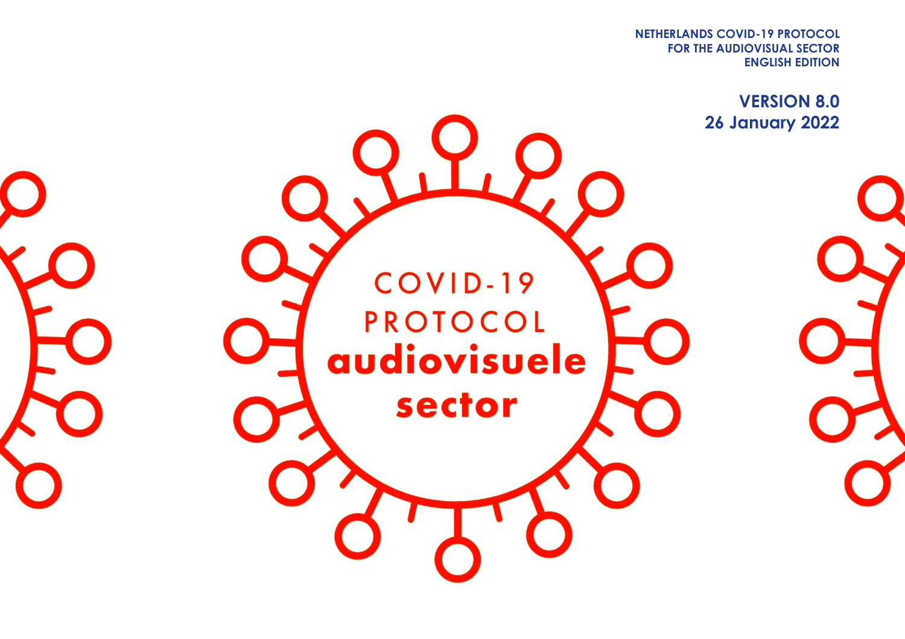**NETHERLANDS COVID-19 PROTOCOL**
**FOR THE AUDIOVISUAL SECTOR**
**ENGLISH EDITION**

**VERSION 8.0**
**26 January 2022**

# COVID-19 PROTOCOL audiovisuele sector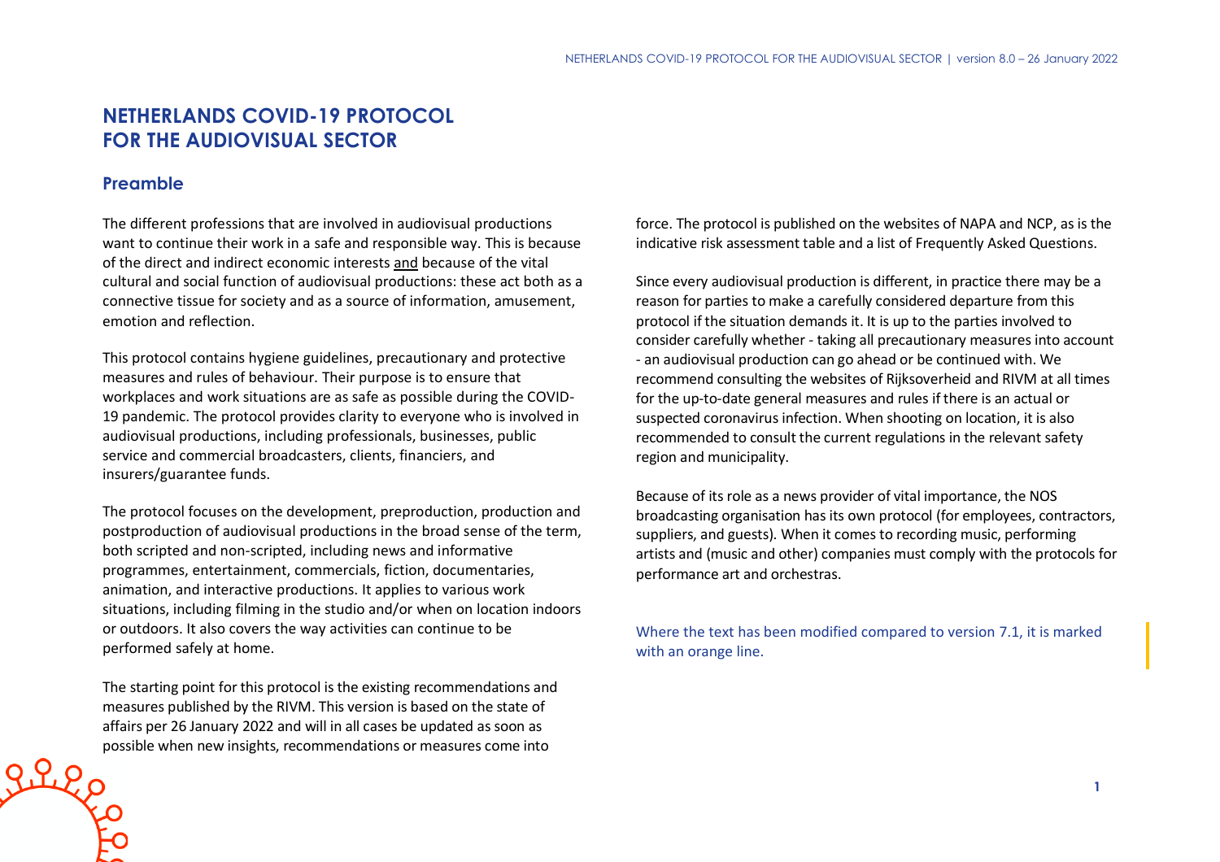# NETHERLANDS COVID-19 PROTOCOL FOR THE AUDIOVISUAL SECTOR

## Preamble

The different professions that are involved in audiovisual productions want to continue their work in a safe and responsible way. This is because of the direct and indirect economic interests and because of the vital cultural and social function of audiovisual productions: these act both as a connective tissue for society and as a source of information, amusement, emotion and reflection.

This protocol contains hygiene guidelines, precautionary and protective measures and rules of behaviour. Their purpose is to ensure that workplaces and work situations are as safe as possible during the COVID-19 pandemic. The protocol provides clarity to everyone who is involved in audiovisual productions, including professionals, businesses, public service and commercial broadcasters, clients, financiers, and insurers/guarantee funds.

The protocol focuses on the development, preproduction, production and postproduction of audiovisual productions in the broad sense of the term, both scripted and non-scripted, including news and informative programmes, entertainment, commercials, fiction, documentaries, animation, and interactive productions. It applies to various work situations, including filming in the studio and/or when on location indoors or outdoors. It also covers the way activities can continue to be performed safely at home.

The starting point for this protocol is the existing recommendations and measures published by the RIVM. This version is based on the state of affairs per 26 January 2022 and will in all cases be updated as soon as possible when new insights, recommendations or measures come into force. The protocol is published on the websites of NAPA and NCP, as is the indicative risk assessment table and a list of Frequently Asked Questions.

Since every audiovisual production is different, in practice there may be a reason for parties to make a carefully considered departure from this protocol if the situation demands it. It is up to the parties involved to consider carefully whether - taking all precautionary measures into account - an audiovisual production can go ahead or be continued with. We recommend consulting the websites of Rijksoverheid and RIVM at all times for the up-to-date general measures and rules if there is an actual or suspected coronavirus infection. When shooting on location, it is also recommended to consult the current regulations in the relevant safety region and municipality.

Because of its role as a news provider of vital importance, the NOS broadcasting organisation has its own protocol (for employees, contractors, suppliers, and guests). When it comes to recording music, performing artists and (music and other) companies must comply with the protocols for performance art and orchestras.

Where the text has been modified compared to version 7.1, it is marked with an orange line.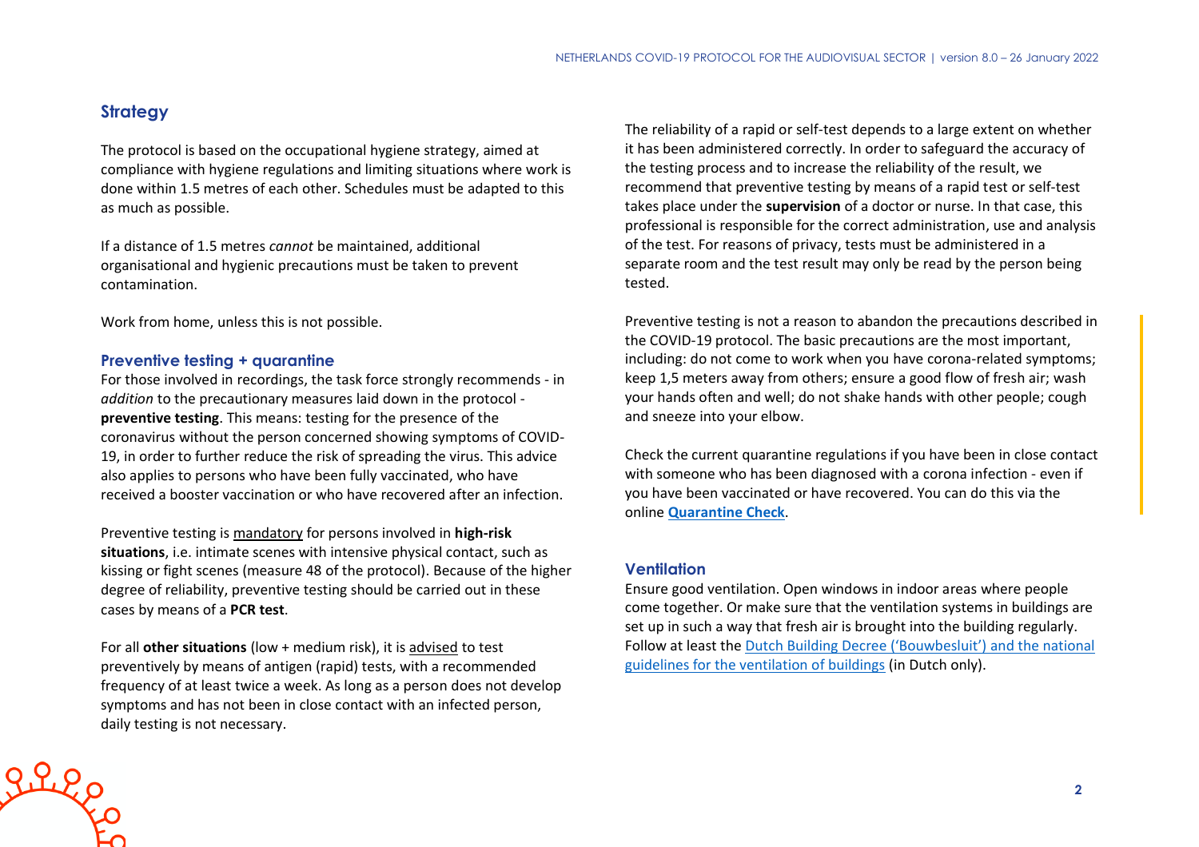## Strategy

The protocol is based on the occupational hygiene strategy, aimed at compliance with hygiene regulations and limiting situations where work is done within 1.5 metres of each other. Schedules must be adapted to this as much as possible.

If a distance of 1.5 metres *cannot* be maintained, additional organisational and hygienic precautions must be taken to prevent contamination.

Work from home, unless this is not possible.

### Preventive testing + quarantine

For those involved in recordings, the task force strongly recommends - in *addition* to the precautionary measures laid down in the protocol - **preventive testing**. This means: testing for the presence of the coronavirus without the person concerned showing symptoms of COVID-19, in order to further reduce the risk of spreading the virus. This advice also applies to persons who have been fully vaccinated, who have received a booster vaccination or who have recovered after an infection.

Preventive testing is mandatory for persons involved in **high-risk situations**, i.e. intimate scenes with intensive physical contact, such as kissing or fight scenes (measure 48 of the protocol). Because of the higher degree of reliability, preventive testing should be carried out in these cases by means of a **PCR test**.

For all **other situations** (low + medium risk), it is advised to test preventively by means of antigen (rapid) tests, with a recommended frequency of at least twice a week. As long as a person does not develop symptoms and has not been in close contact with an infected person, daily testing is not necessary.

The reliability of a rapid or self-test depends to a large extent on whether it has been administered correctly. In order to safeguard the accuracy of the testing process and to increase the reliability of the result, we recommend that preventive testing by means of a rapid test or self-test takes place under the **supervision** of a doctor or nurse. In that case, this professional is responsible for the correct administration, use and analysis of the test. For reasons of privacy, tests must be administered in a separate room and the test result may only be read by the person being tested.

Preventive testing is not a reason to abandon the precautions described in the COVID-19 protocol. The basic precautions are the most important, including: do not come to work when you have corona-related symptoms; keep 1,5 meters away from others; ensure a good flow of fresh air; wash your hands often and well; do not shake hands with other people; cough and sneeze into your elbow.

Check the current quarantine regulations if you have been in close contact with someone who has been diagnosed with a corona infection - even if you have been vaccinated or have recovered. You can do this via the online **Quarantine Check**.

### Ventilation

Ensure good ventilation. Open windows in indoor areas where people come together. Or make sure that the ventilation systems in buildings are set up in such a way that fresh air is brought into the building regularly. Follow at least the Dutch Building Decree ('Bouwbesluit') and the national guidelines for the ventilation of buildings (in Dutch only).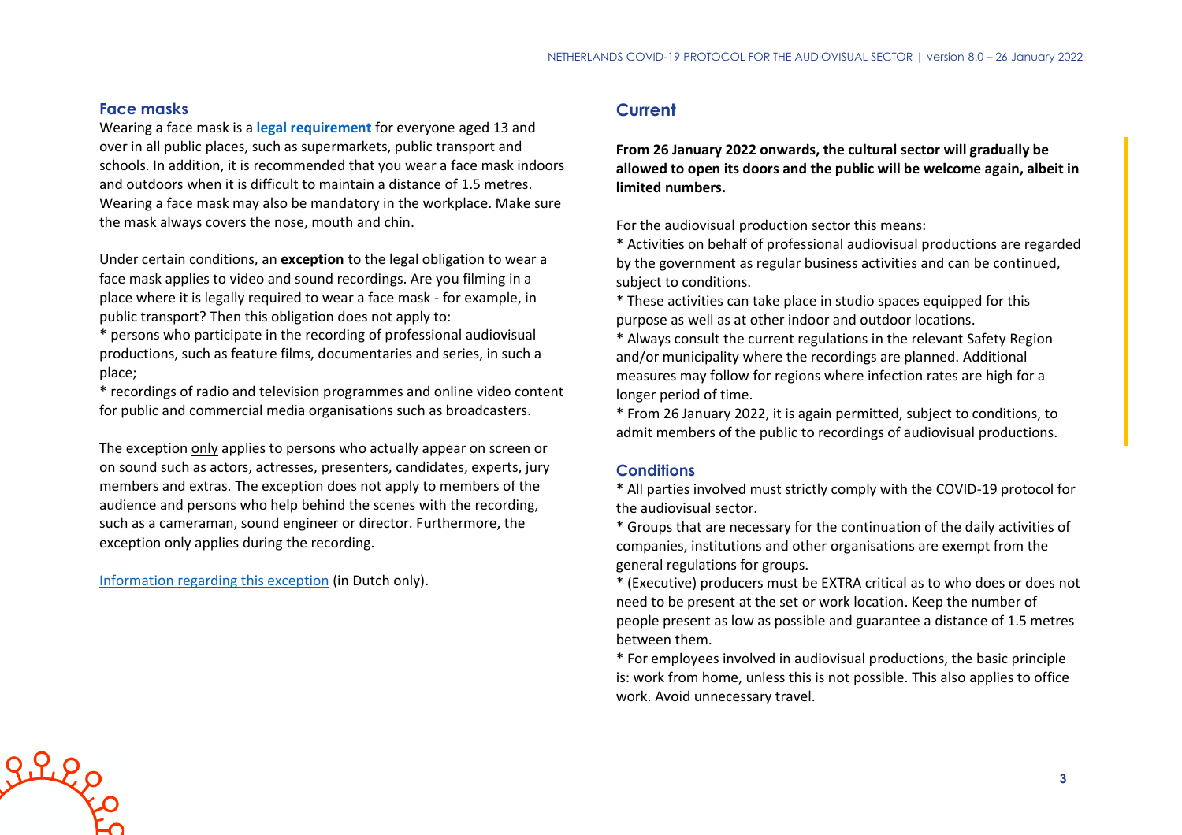## Face masks

Wearing a face mask is a **legal requirement** for everyone aged 13 and over in all public places, such as supermarkets, public transport and schools. In addition, it is recommended that you wear a face mask indoors and outdoors when it is difficult to maintain a distance of 1.5 metres. Wearing a face mask may also be mandatory in the workplace. Make sure the mask always covers the nose, mouth and chin.

Under certain conditions, an **exception** to the legal obligation to wear a face mask applies to video and sound recordings. Are you filming in a place where it is legally required to wear a face mask - for example, in public transport? Then this obligation does not apply to:

* persons who participate in the recording of professional audiovisual productions, such as feature films, documentaries and series, in such a place;
* recordings of radio and television programmes and online video content for public and commercial media organisations such as broadcasters.

The exception only applies to persons who actually appear on screen or on sound such as actors, actresses, presenters, candidates, experts, jury members and extras. The exception does not apply to members of the audience and persons who help behind the scenes with the recording, such as a cameraman, sound engineer or director. Furthermore, the exception only applies during the recording.

Information regarding this exception (in Dutch only).

## Current

**From 26 January 2022 onwards, the cultural sector will gradually be allowed to open its doors and the public will be welcome again, albeit in limited numbers.**

For the audiovisual production sector this means:

* Activities on behalf of professional audiovisual productions are regarded by the government as regular business activities and can be continued, subject to conditions.
* These activities can take place in studio spaces equipped for this purpose as well as at other indoor and outdoor locations.
* Always consult the current regulations in the relevant Safety Region and/or municipality where the recordings are planned. Additional measures may follow for regions where infection rates are high for a longer period of time.
* From 26 January 2022, it is again permitted, subject to conditions, to admit members of the public to recordings of audiovisual productions.

### Conditions

* All parties involved must strictly comply with the COVID-19 protocol for the audiovisual sector.
* Groups that are necessary for the continuation of the daily activities of companies, institutions and other organisations are exempt from the general regulations for groups.
* (Executive) producers must be EXTRA critical as to who does or does not need to be present at the set or work location. Keep the number of people present as low as possible and guarantee a distance of 1.5 metres between them.
* For employees involved in audiovisual productions, the basic principle is: work from home, unless this is not possible. This also applies to office work. Avoid unnecessary travel.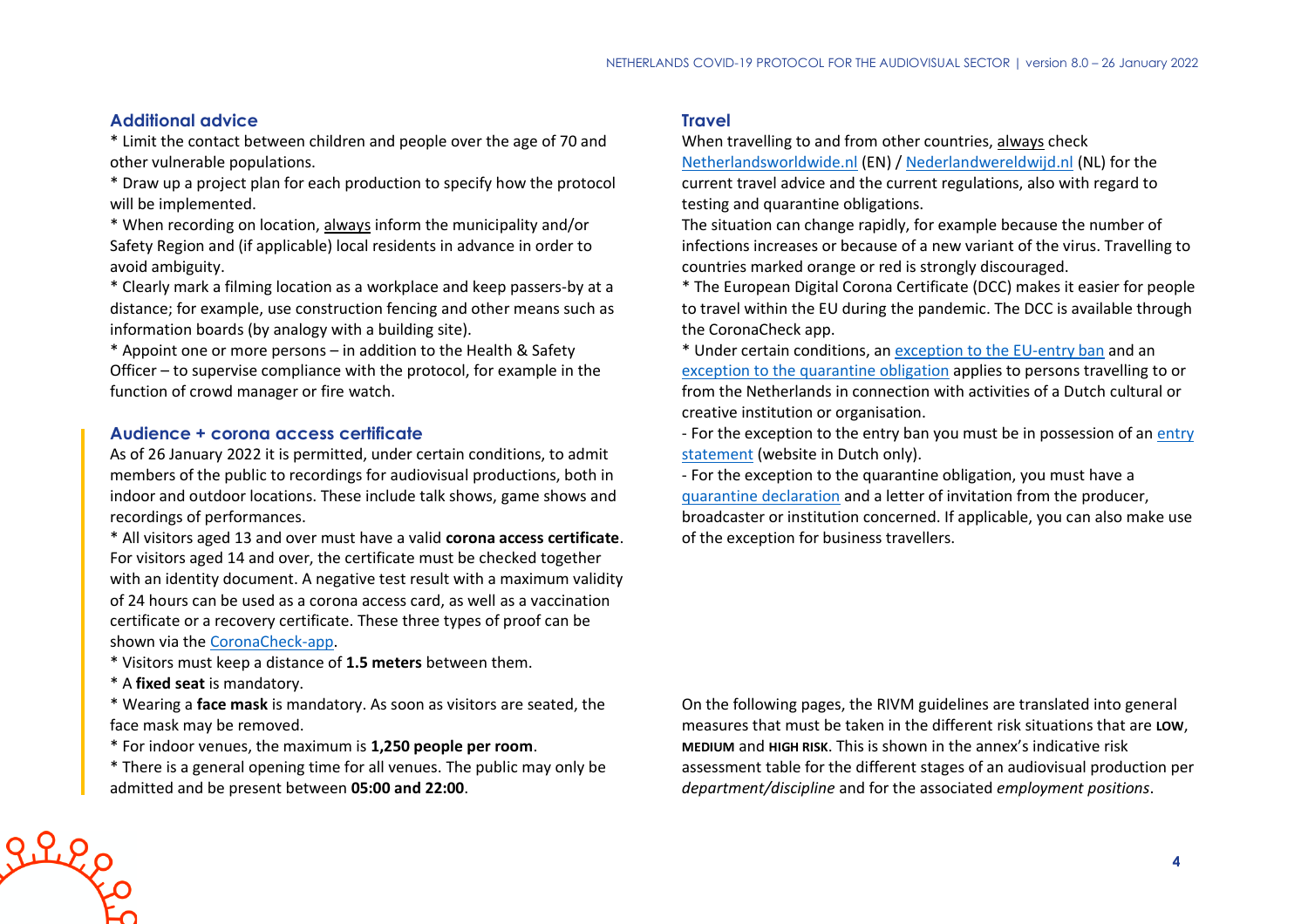## Additional advice

* Limit the contact between children and people over the age of 70 and other vulnerable populations.
* Draw up a project plan for each production to specify how the protocol will be implemented.
* When recording on location, always inform the municipality and/or Safety Region and (if applicable) local residents in advance in order to avoid ambiguity.
* Clearly mark a filming location as a workplace and keep passers-by at a distance; for example, use construction fencing and other means such as information boards (by analogy with a building site).
* Appoint one or more persons – in addition to the Health & Safety Officer – to supervise compliance with the protocol, for example in the function of crowd manager or fire watch.

## Audience + corona access certificate

As of 26 January 2022 it is permitted, under certain conditions, to admit members of the public to recordings for audiovisual productions, both in indoor and outdoor locations. These include talk shows, game shows and recordings of performances.
* All visitors aged 13 and over must have a valid **corona access certificate**. For visitors aged 14 and over, the certificate must be checked together with an identity document. A negative test result with a maximum validity of 24 hours can be used as a corona access card, as well as a vaccination certificate or a recovery certificate. These three types of proof can be shown via the CoronaCheck-app.
* Visitors must keep a distance of **1.5 meters** between them.
* A **fixed seat** is mandatory.
* Wearing a **face mask** is mandatory. As soon as visitors are seated, the face mask may be removed.
* For indoor venues, the maximum is **1,250 people per room**.
* There is a general opening time for all venues. The public may only be admitted and be present between **05:00 and 22:00**.

## Travel

When travelling to and from other countries, always check Netherlandsworldwide.nl (EN) / Nederlandwereldwijd.nl (NL) for the current travel advice and the current regulations, also with regard to testing and quarantine obligations.
The situation can change rapidly, for example because the number of infections increases or because of a new variant of the virus. Travelling to countries marked orange or red is strongly discouraged.
* The European Digital Corona Certificate (DCC) makes it easier for people to travel within the EU during the pandemic. The DCC is available through the CoronaCheck app.
* Under certain conditions, an exception to the EU-entry ban and an exception to the quarantine obligation applies to persons travelling to or from the Netherlands in connection with activities of a Dutch cultural or creative institution or organisation.
- For the exception to the entry ban you must be in possession of an entry statement (website in Dutch only).
- For the exception to the quarantine obligation, you must have a quarantine declaration and a letter of invitation from the producer, broadcaster or institution concerned. If applicable, you can also make use of the exception for business travellers.

On the following pages, the RIVM guidelines are translated into general measures that must be taken in the different risk situations that are **LOW**, **MEDIUM** and **HIGH RISK**. This is shown in the annex's indicative risk assessment table for the different stages of an audiovisual production per *department/discipline* and for the associated *employment positions*.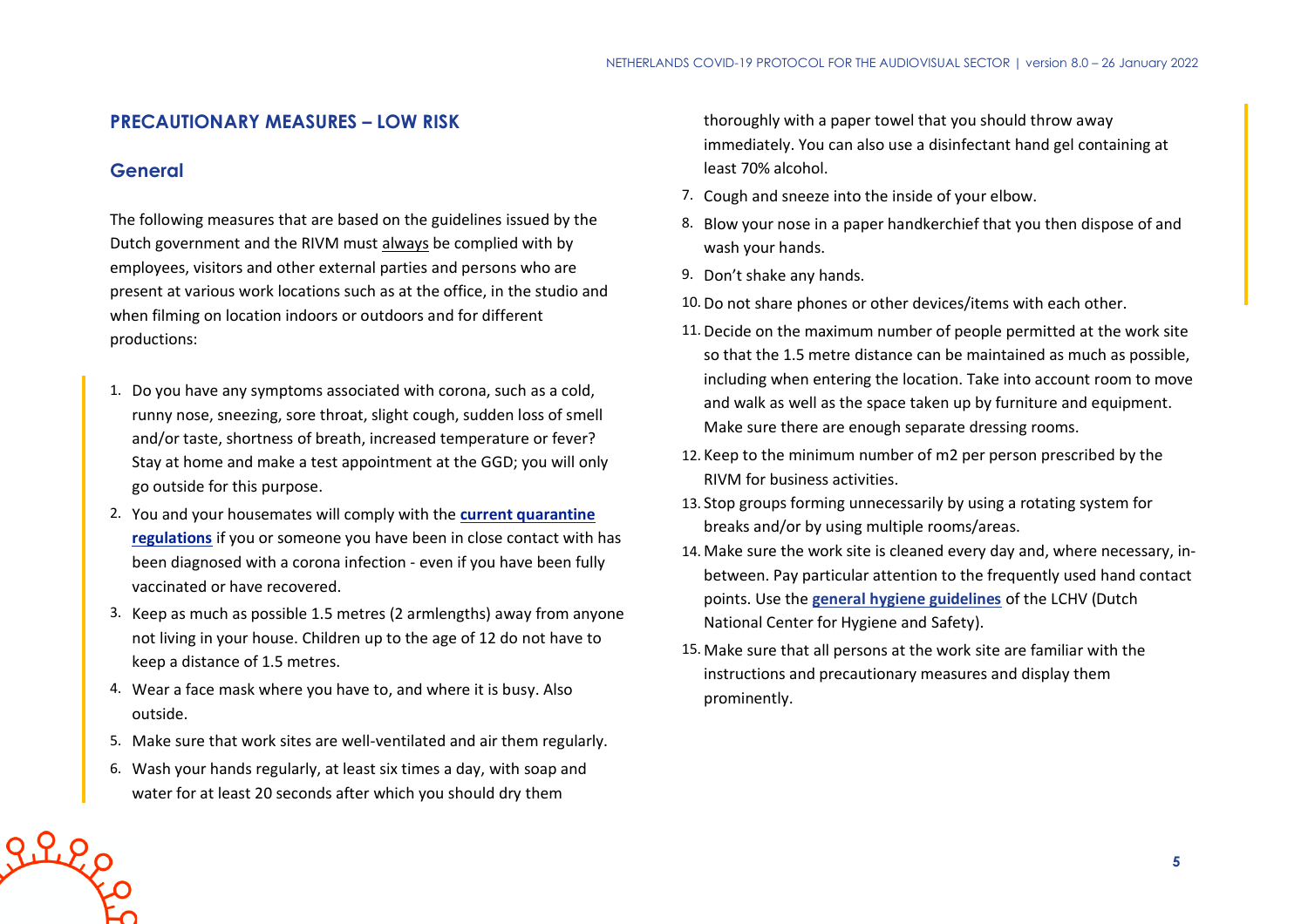## PRECAUTIONARY MEASURES – LOW RISK

### General

The following measures that are based on the guidelines issued by the Dutch government and the RIVM must always be complied with by employees, visitors and other external parties and persons who are present at various work locations such as at the office, in the studio and when filming on location indoors or outdoors and for different productions:

1. Do you have any symptoms associated with corona, such as a cold, runny nose, sneezing, sore throat, slight cough, sudden loss of smell and/or taste, shortness of breath, increased temperature or fever? Stay at home and make a test appointment at the GGD; you will only go outside for this purpose.
2. You and your housemates will comply with the **current quarantine regulations** if you or someone you have been in close contact with has been diagnosed with a corona infection - even if you have been fully vaccinated or have recovered.
3. Keep as much as possible 1.5 metres (2 armlengths) away from anyone not living in your house. Children up to the age of 12 do not have to keep a distance of 1.5 metres.
4. Wear a face mask where you have to, and where it is busy. Also outside.
5. Make sure that work sites are well-ventilated and air them regularly.
6. Wash your hands regularly, at least six times a day, with soap and water for at least 20 seconds after which you should dry them thoroughly with a paper towel that you should throw away immediately. You can also use a disinfectant hand gel containing at least 70% alcohol.
7. Cough and sneeze into the inside of your elbow.
8. Blow your nose in a paper handkerchief that you then dispose of and wash your hands.
9. Don't shake any hands.
10. Do not share phones or other devices/items with each other.
11. Decide on the maximum number of people permitted at the work site so that the 1.5 metre distance can be maintained as much as possible, including when entering the location. Take into account room to move and walk as well as the space taken up by furniture and equipment. Make sure there are enough separate dressing rooms.
12. Keep to the minimum number of m2 per person prescribed by the RIVM for business activities.
13. Stop groups forming unnecessarily by using a rotating system for breaks and/or by using multiple rooms/areas.
14. Make sure the work site is cleaned every day and, where necessary, in-between. Pay particular attention to the frequently used hand contact points. Use the **general hygiene guidelines** of the LCHV (Dutch National Center for Hygiene and Safety).
15. Make sure that all persons at the work site are familiar with the instructions and precautionary measures and display them prominently.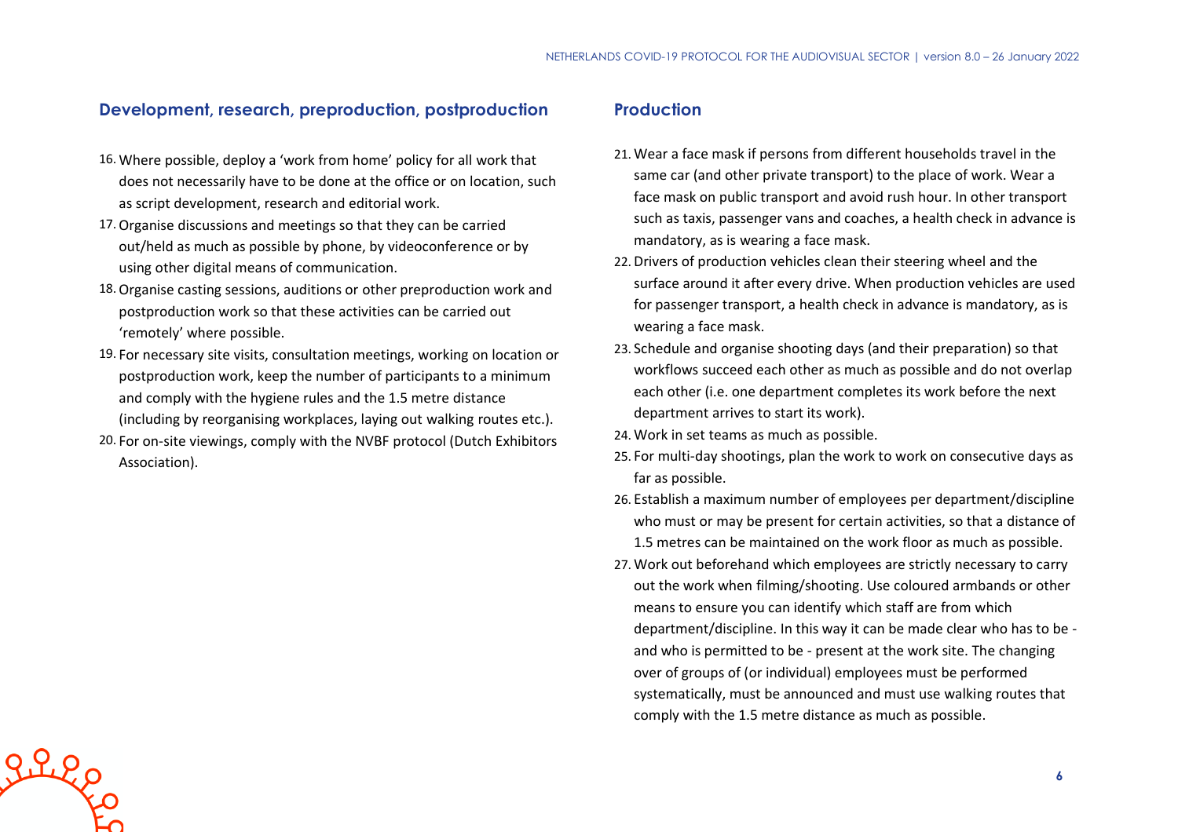## Development, research, preproduction, postproduction

16. Where possible, deploy a 'work from home' policy for all work that does not necessarily have to be done at the office or on location, such as script development, research and editorial work.
17. Organise discussions and meetings so that they can be carried out/held as much as possible by phone, by videoconference or by using other digital means of communication.
18. Organise casting sessions, auditions or other preproduction work and postproduction work so that these activities can be carried out 'remotely' where possible.
19. For necessary site visits, consultation meetings, working on location or postproduction work, keep the number of participants to a minimum and comply with the hygiene rules and the 1.5 metre distance (including by reorganising workplaces, laying out walking routes etc.).
20. For on-site viewings, comply with the NVBF protocol (Dutch Exhibitors Association).

## Production

21. Wear a face mask if persons from different households travel in the same car (and other private transport) to the place of work. Wear a face mask on public transport and avoid rush hour. In other transport such as taxis, passenger vans and coaches, a health check in advance is mandatory, as is wearing a face mask.
22. Drivers of production vehicles clean their steering wheel and the surface around it after every drive. When production vehicles are used for passenger transport, a health check in advance is mandatory, as is wearing a face mask.
23. Schedule and organise shooting days (and their preparation) so that workflows succeed each other as much as possible and do not overlap each other (i.e. one department completes its work before the next department arrives to start its work).
24. Work in set teams as much as possible.
25. For multi-day shootings, plan the work to work on consecutive days as far as possible.
26. Establish a maximum number of employees per department/discipline who must or may be present for certain activities, so that a distance of 1.5 metres can be maintained on the work floor as much as possible.
27. Work out beforehand which employees are strictly necessary to carry out the work when filming/shooting. Use coloured armbands or other means to ensure you can identify which staff are from which department/discipline. In this way it can be made clear who has to be - and who is permitted to be - present at the work site. The changing over of groups of (or individual) employees must be performed systematically, must be announced and must use walking routes that comply with the 1.5 metre distance as much as possible.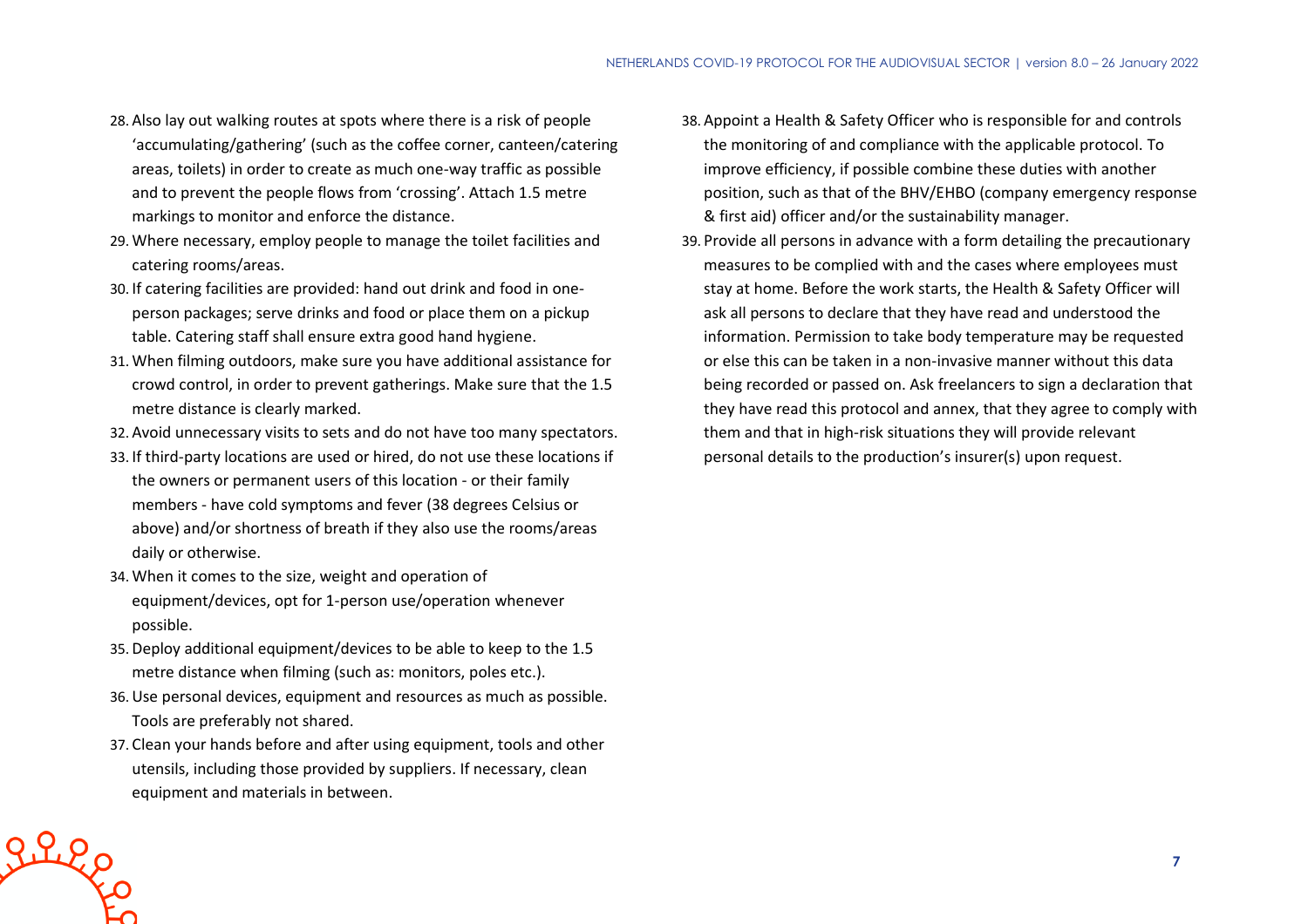28. Also lay out walking routes at spots where there is a risk of people 'accumulating/gathering' (such as the coffee corner, canteen/catering areas, toilets) in order to create as much one-way traffic as possible and to prevent the people flows from 'crossing'. Attach 1.5 metre markings to monitor and enforce the distance.
29. Where necessary, employ people to manage the toilet facilities and catering rooms/areas.
30. If catering facilities are provided: hand out drink and food in one-person packages; serve drinks and food or place them on a pickup table. Catering staff shall ensure extra good hand hygiene.
31. When filming outdoors, make sure you have additional assistance for crowd control, in order to prevent gatherings. Make sure that the 1.5 metre distance is clearly marked.
32. Avoid unnecessary visits to sets and do not have too many spectators.
33. If third-party locations are used or hired, do not use these locations if the owners or permanent users of this location - or their family members - have cold symptoms and fever (38 degrees Celsius or above) and/or shortness of breath if they also use the rooms/areas daily or otherwise.
34. When it comes to the size, weight and operation of equipment/devices, opt for 1-person use/operation whenever possible.
35. Deploy additional equipment/devices to be able to keep to the 1.5 metre distance when filming (such as: monitors, poles etc.).
36. Use personal devices, equipment and resources as much as possible. Tools are preferably not shared.
37. Clean your hands before and after using equipment, tools and other utensils, including those provided by suppliers. If necessary, clean equipment and materials in between.
38. Appoint a Health & Safety Officer who is responsible for and controls the monitoring of and compliance with the applicable protocol. To improve efficiency, if possible combine these duties with another position, such as that of the BHV/EHBO (company emergency response & first aid) officer and/or the sustainability manager.
39. Provide all persons in advance with a form detailing the precautionary measures to be complied with and the cases where employees must stay at home. Before the work starts, the Health & Safety Officer will ask all persons to declare that they have read and understood the information. Permission to take body temperature may be requested or else this can be taken in a non-invasive manner without this data being recorded or passed on. Ask freelancers to sign a declaration that they have read this protocol and annex, that they agree to comply with them and that in high-risk situations they will provide relevant personal details to the production's insurer(s) upon request.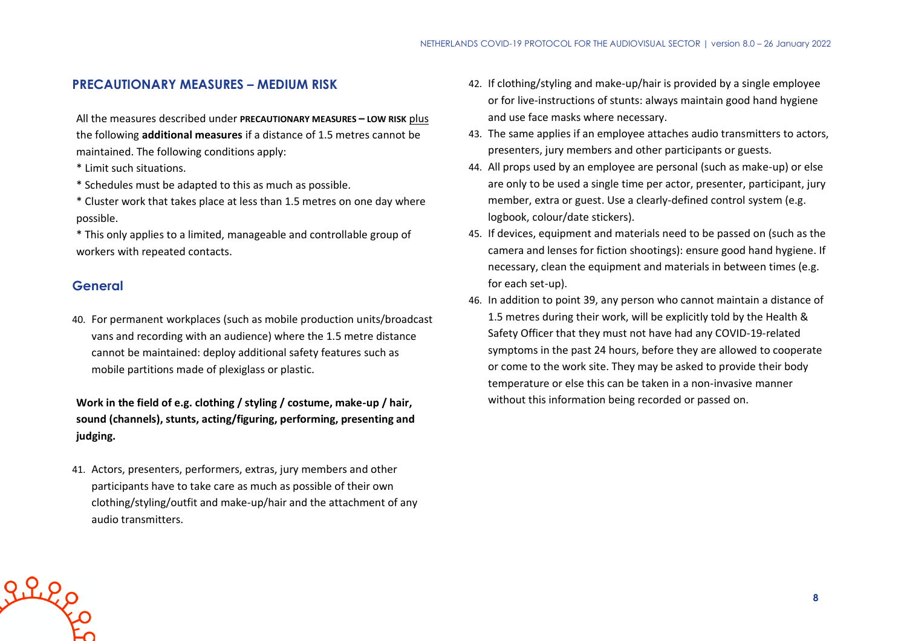## PRECAUTIONARY MEASURES – MEDIUM RISK

All the measures described under **PRECAUTIONARY MEASURES – LOW RISK** plus the following **additional measures** if a distance of 1.5 metres cannot be maintained. The following conditions apply:

* Limit such situations.

* Schedules must be adapted to this as much as possible.

* Cluster work that takes place at less than 1.5 metres on one day where possible.

* This only applies to a limited, manageable and controllable group of workers with repeated contacts.

### General

40. For permanent workplaces (such as mobile production units/broadcast vans and recording with an audience) where the 1.5 metre distance cannot be maintained: deploy additional safety features such as mobile partitions made of plexiglass or plastic.

**Work in the field of e.g. clothing / styling / costume, make-up / hair, sound (channels), stunts, acting/figuring, performing, presenting and judging.**

41. Actors, presenters, performers, extras, jury members and other participants have to take care as much as possible of their own clothing/styling/outfit and make-up/hair and the attachment of any audio transmitters.
42. If clothing/styling and make-up/hair is provided by a single employee or for live-instructions of stunts: always maintain good hand hygiene and use face masks where necessary.
43. The same applies if an employee attaches audio transmitters to actors, presenters, jury members and other participants or guests.
44. All props used by an employee are personal (such as make-up) or else are only to be used a single time per actor, presenter, participant, jury member, extra or guest. Use a clearly-defined control system (e.g. logbook, colour/date stickers).
45. If devices, equipment and materials need to be passed on (such as the camera and lenses for fiction shootings): ensure good hand hygiene. If necessary, clean the equipment and materials in between times (e.g. for each set-up).
46. In addition to point 39, any person who cannot maintain a distance of 1.5 metres during their work, will be explicitly told by the Health & Safety Officer that they must not have had any COVID-19-related symptoms in the past 24 hours, before they are allowed to cooperate or come to the work site. They may be asked to provide their body temperature or else this can be taken in a non-invasive manner without this information being recorded or passed on.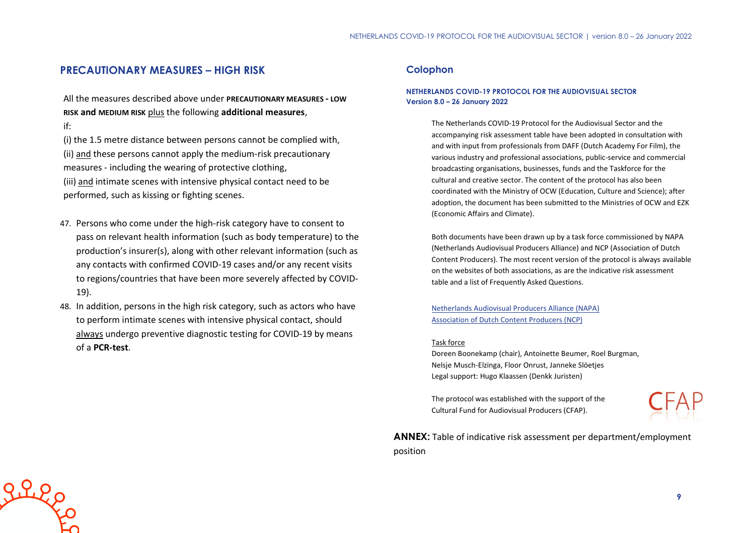## PRECAUTIONARY MEASURES – HIGH RISK

All the measures described above under **PRECAUTIONARY MEASURES - LOW RISK and MEDIUM RISK** plus the following **additional measures**, if:

(i) the 1.5 metre distance between persons cannot be complied with,
(ii) and these persons cannot apply the medium-risk precautionary measures - including the wearing of protective clothing,
(iii) and intimate scenes with intensive physical contact need to be performed, such as kissing or fighting scenes.

47. Persons who come under the high-risk category have to consent to pass on relevant health information (such as body temperature) to the production's insurer(s), along with other relevant information (such as any contacts with confirmed COVID-19 cases and/or any recent visits to regions/countries that have been more severely affected by COVID-19).
48. In addition, persons in the high risk category, such as actors who have to perform intimate scenes with intensive physical contact, should always undergo preventive diagnostic testing for COVID-19 by means of a **PCR-test**.

## Colophon

**NETHERLANDS COVID-19 PROTOCOL FOR THE AUDIOVISUAL SECTOR**
**Version 8.0 – 26 January 2022**

The Netherlands COVID-19 Protocol for the Audiovisual Sector and the accompanying risk assessment table have been adopted in consultation with and with input from professionals from DAFF (Dutch Academy For Film), the various industry and professional associations, public-service and commercial broadcasting organisations, businesses, funds and the Taskforce for the cultural and creative sector. The content of the protocol has also been coordinated with the Ministry of OCW (Education, Culture and Science); after adoption, the document has been submitted to the Ministries of OCW and EZK (Economic Affairs and Climate).

Both documents have been drawn up by a task force commissioned by NAPA (Netherlands Audiovisual Producers Alliance) and NCP (Association of Dutch Content Producers). The most recent version of the protocol is always available on the websites of both associations, as are the indicative risk assessment table and a list of Frequently Asked Questions.

Netherlands Audiovisual Producers Alliance (NAPA)
Association of Dutch Content Producers (NCP)

Task force
Doreen Boonekamp (chair), Antoinette Beumer, Roel Burgman, Nelsje Musch-Elzinga, Floor Onrust, Janneke Slöetjes
Legal support: Hugo Klaassen (Denkk Juristen)

The protocol was established with the support of the Cultural Fund for Audiovisual Producers (CFAP).

CFAP

**ANNEX:** Table of indicative risk assessment per department/employment position